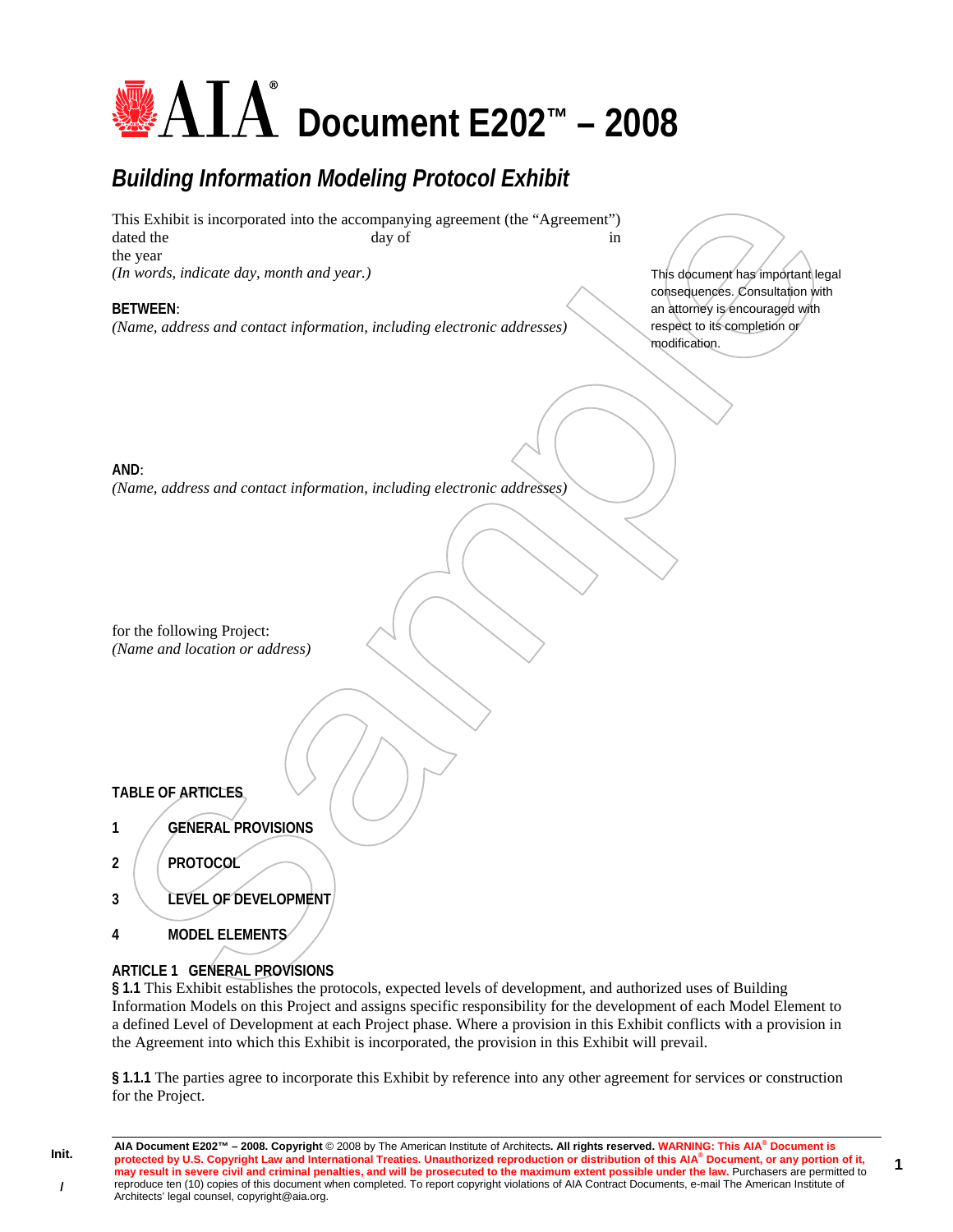# AIA Document E202™ – 2008

## *Building Information Modeling Protocol Exhibit*

This Exhibit is incorporated into the accompanying agreement (the "Agreement") dated the day of in the year
*(In words, indicate day, month and year.)*

This document has important legal consequences. Consultation with an attorney is encouraged with respect to its completion or modification.

**BETWEEN:**
*(Name, address and contact information, including electronic addresses)*

**AND:**
*(Name, address and contact information, including electronic addresses)*

for the following Project:
*(Name and location or address)*

**TABLE OF ARTICLES**

1 **GENERAL PROVISIONS**

2 **PROTOCOL**

3 **LEVEL OF DEVELOPMENT**

4 **MODEL ELEMENTS**

## ARTICLE 1 GENERAL PROVISIONS

**§ 1.1** This Exhibit establishes the protocols, expected levels of development, and authorized uses of Building Information Models on this Project and assigns specific responsibility for the development of each Model Element to a defined Level of Development at each Project phase. Where a provision in this Exhibit conflicts with a provision in the Agreement into which this Exhibit is incorporated, the provision in this Exhibit will prevail.

**§ 1.1.1** The parties agree to incorporate this Exhibit by reference into any other agreement for services or construction for the Project.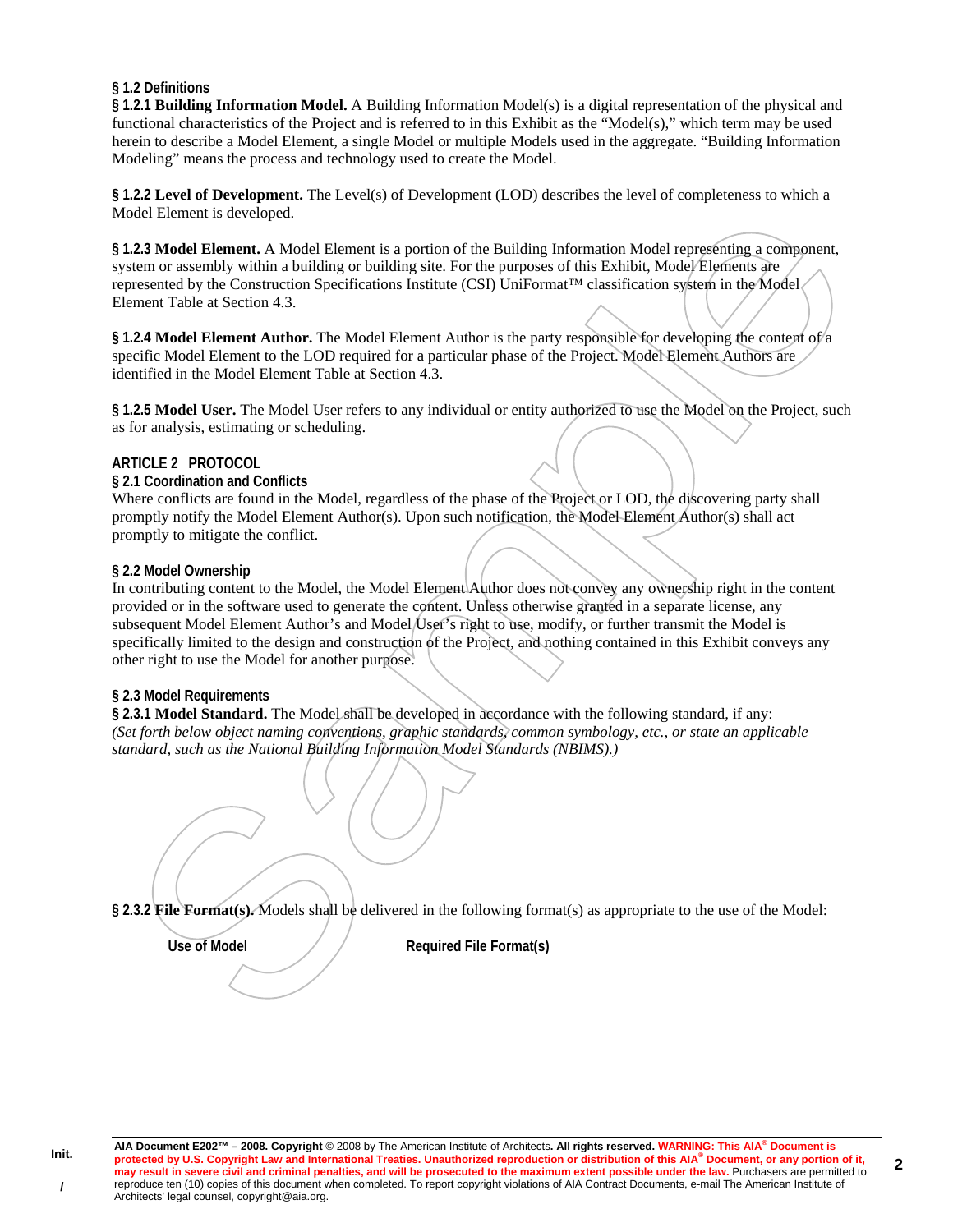### § 1.2 Definitions

**§ 1.2.1 Building Information Model.** A Building Information Model(s) is a digital representation of the physical and functional characteristics of the Project and is referred to in this Exhibit as the "Model(s)," which term may be used herein to describe a Model Element, a single Model or multiple Models used in the aggregate. "Building Information Modeling" means the process and technology used to create the Model.

**§ 1.2.2 Level of Development.** The Level(s) of Development (LOD) describes the level of completeness to which a Model Element is developed.

**§ 1.2.3 Model Element.** A Model Element is a portion of the Building Information Model representing a component, system or assembly within a building or building site. For the purposes of this Exhibit, Model Elements are represented by the Construction Specifications Institute (CSI) UniFormat™ classification system in the Model Element Table at Section 4.3.

**§ 1.2.4 Model Element Author.** The Model Element Author is the party responsible for developing the content of a specific Model Element to the LOD required for a particular phase of the Project. Model Element Authors are identified in the Model Element Table at Section 4.3.

**§ 1.2.5 Model User.** The Model User refers to any individual or entity authorized to use the Model on the Project, such as for analysis, estimating or scheduling.

## ARTICLE 2 PROTOCOL

### § 2.1 Coordination and Conflicts

Where conflicts are found in the Model, regardless of the phase of the Project or LOD, the discovering party shall promptly notify the Model Element Author(s). Upon such notification, the Model Element Author(s) shall act promptly to mitigate the conflict.

### § 2.2 Model Ownership

In contributing content to the Model, the Model Element Author does not convey any ownership right in the content provided or in the software used to generate the content. Unless otherwise granted in a separate license, any subsequent Model Element Author's and Model User's right to use, modify, or further transmit the Model is specifically limited to the design and construction of the Project, and nothing contained in this Exhibit conveys any other right to use the Model for another purpose.

### § 2.3 Model Requirements

**§ 2.3.1 Model Standard.** The Model shall be developed in accordance with the following standard, if any:
*(Set forth below object naming conventions, graphic standards, common symbology, etc., or state an applicable standard, such as the National Building Information Model Standards (NBIMS).)*

**§ 2.3.2 File Format(s).** Models shall be delivered in the following format(s) as appropriate to the use of the Model:

| Use of Model | Required File Format(s) |
| --- | --- |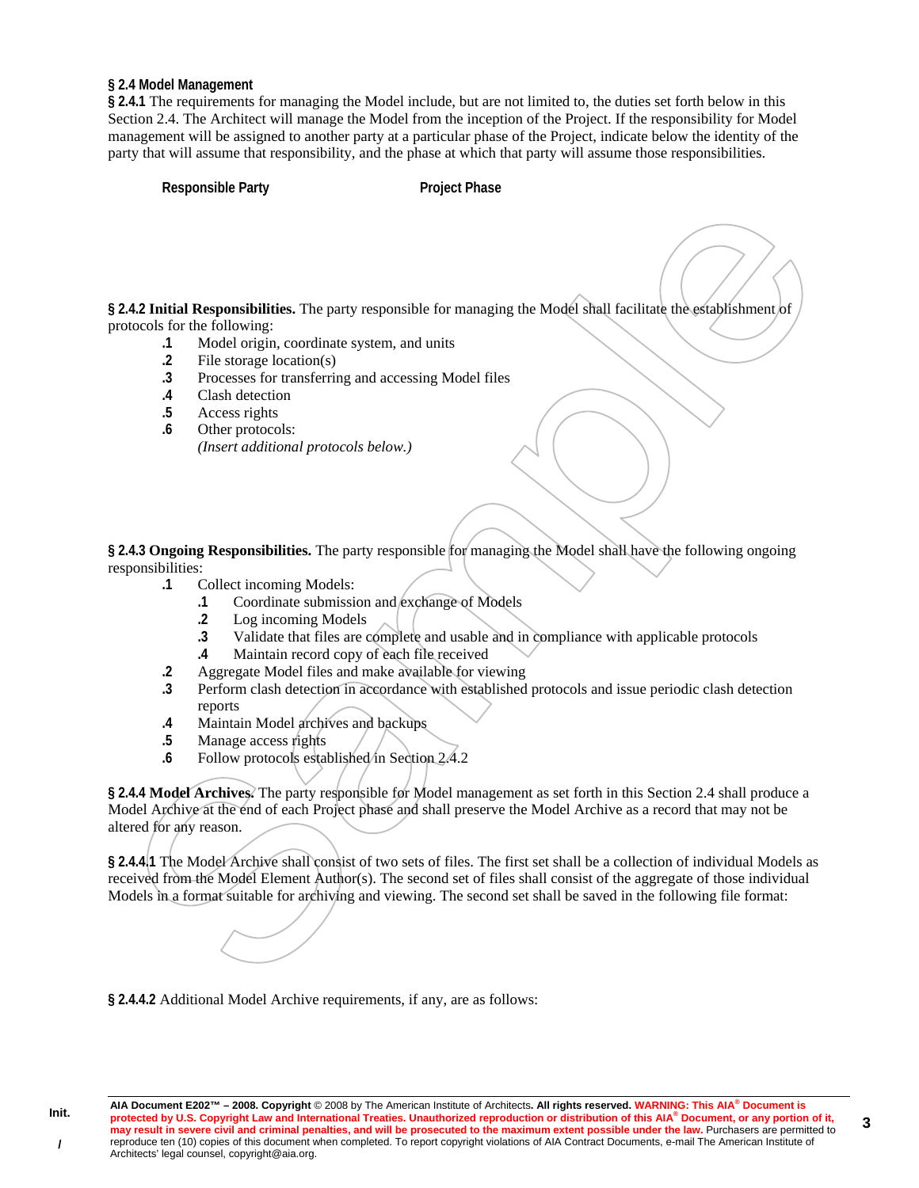**§ 2.4 Model Management**

**§ 2.4.1** The requirements for managing the Model include, but are not limited to, the duties set forth below in this Section 2.4. The Architect will manage the Model from the inception of the Project. If the responsibility for Model management will be assigned to another party at a particular phase of the Project, indicate below the identity of the party that will assume that responsibility, and the phase at which that party will assume those responsibilities.

| Responsible Party | Project Phase |
| --- | --- |
| | |

**§ 2.4.2 Initial Responsibilities.** The party responsible for managing the Model shall facilitate the establishment of protocols for the following:

**.1** Model origin, coordinate system, and units
**.2** File storage location(s)
**.3** Processes for transferring and accessing Model files
**.4** Clash detection
**.5** Access rights
**.6** Other protocols:
*(Insert additional protocols below.)*

**§ 2.4.3 Ongoing Responsibilities.** The party responsible for managing the Model shall have the following ongoing responsibilities:

**.1** Collect incoming Models:
- **.1** Coordinate submission and exchange of Models
- **.2** Log incoming Models
- **.3** Validate that files are complete and usable and in compliance with applicable protocols
- **.4** Maintain record copy of each file received

**.2** Aggregate Model files and make available for viewing
**.3** Perform clash detection in accordance with established protocols and issue periodic clash detection reports
**.4** Maintain Model archives and backups
**.5** Manage access rights
**.6** Follow protocols established in Section 2.4.2

**§ 2.4.4 Model Archives.** The party responsible for Model management as set forth in this Section 2.4 shall produce a Model Archive at the end of each Project phase and shall preserve the Model Archive as a record that may not be altered for any reason.

**§ 2.4.4.1** The Model Archive shall consist of two sets of files. The first set shall be a collection of individual Models as received from the Model Element Author(s). The second set of files shall consist of the aggregate of those individual Models in a format suitable for archiving and viewing. The second set shall be saved in the following file format:

**§ 2.4.4.2** Additional Model Archive requirements, if any, are as follows: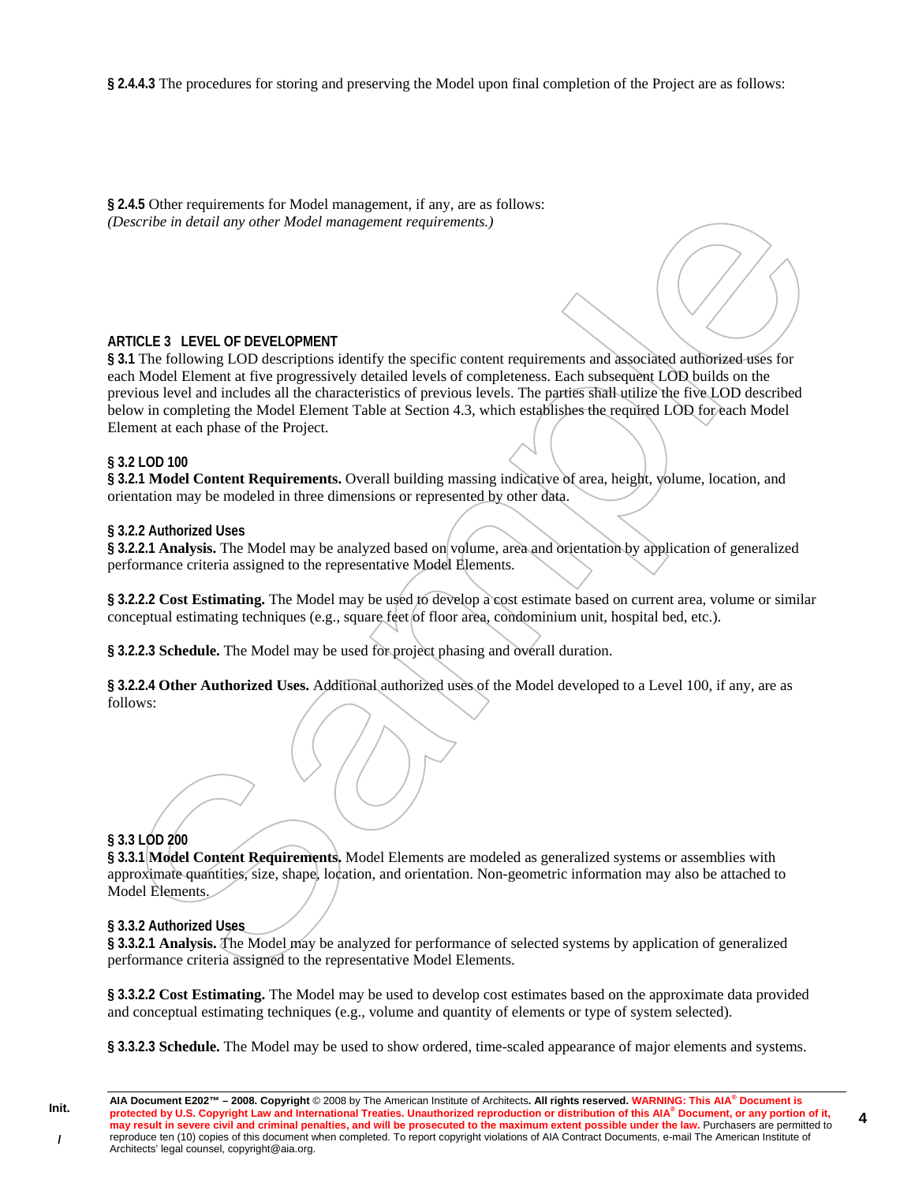**§ 2.4.4.3** The procedures for storing and preserving the Model upon final completion of the Project are as follows:

**§ 2.4.5** Other requirements for Model management, if any, are as follows:
*(Describe in detail any other Model management requirements.)*

## ARTICLE 3 LEVEL OF DEVELOPMENT

**§ 3.1** The following LOD descriptions identify the specific content requirements and associated authorized uses for each Model Element at five progressively detailed levels of completeness. Each subsequent LOD builds on the previous level and includes all the characteristics of previous levels. The parties shall utilize the five LOD described below in completing the Model Element Table at Section 4.3, which establishes the required LOD for each Model Element at each phase of the Project.

### § 3.2 LOD 100

**§ 3.2.1 Model Content Requirements.** Overall building massing indicative of area, height, volume, location, and orientation may be modeled in three dimensions or represented by other data.

**§ 3.2.2 Authorized Uses**

**§ 3.2.2.1 Analysis.** The Model may be analyzed based on volume, area and orientation by application of generalized performance criteria assigned to the representative Model Elements.

**§ 3.2.2.2 Cost Estimating.** The Model may be used to develop a cost estimate based on current area, volume or similar conceptual estimating techniques (e.g., square feet of floor area, condominium unit, hospital bed, etc.).

**§ 3.2.2.3 Schedule.** The Model may be used for project phasing and overall duration.

**§ 3.2.2.4 Other Authorized Uses.** Additional authorized uses of the Model developed to a Level 100, if any, are as follows:

### § 3.3 LOD 200

**§ 3.3.1 Model Content Requirements.** Model Elements are modeled as generalized systems or assemblies with approximate quantities, size, shape, location, and orientation. Non-geometric information may also be attached to Model Elements.

**§ 3.3.2 Authorized Uses**

**§ 3.3.2.1 Analysis.** The Model may be analyzed for performance of selected systems by application of generalized performance criteria assigned to the representative Model Elements.

**§ 3.3.2.2 Cost Estimating.** The Model may be used to develop cost estimates based on the approximate data provided and conceptual estimating techniques (e.g., volume and quantity of elements or type of system selected).

**§ 3.3.2.3 Schedule.** The Model may be used to show ordered, time-scaled appearance of major elements and systems.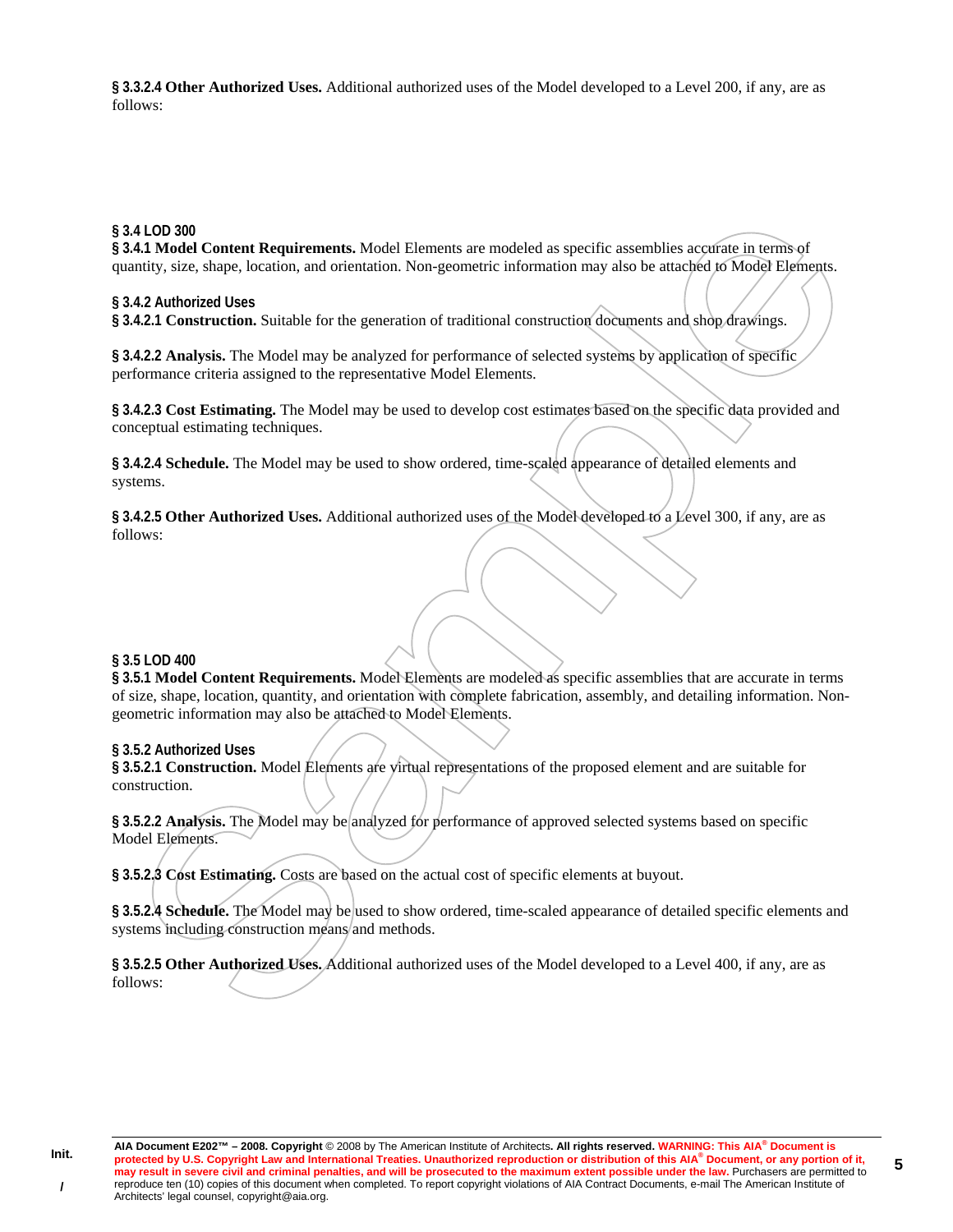**§ 3.3.2.4 Other Authorized Uses.** Additional authorized uses of the Model developed to a Level 200, if any, are as follows:

### § 3.4 LOD 300

**§ 3.4.1 Model Content Requirements.** Model Elements are modeled as specific assemblies accurate in terms of quantity, size, shape, location, and orientation. Non-geometric information may also be attached to Model Elements.

#### § 3.4.2 Authorized Uses

**§ 3.4.2.1 Construction.** Suitable for the generation of traditional construction documents and shop drawings.

**§ 3.4.2.2 Analysis.** The Model may be analyzed for performance of selected systems by application of specific performance criteria assigned to the representative Model Elements.

**§ 3.4.2.3 Cost Estimating.** The Model may be used to develop cost estimates based on the specific data provided and conceptual estimating techniques.

**§ 3.4.2.4 Schedule.** The Model may be used to show ordered, time-scaled appearance of detailed elements and systems.

**§ 3.4.2.5 Other Authorized Uses.** Additional authorized uses of the Model developed to a Level 300, if any, are as follows:

### § 3.5 LOD 400

**§ 3.5.1 Model Content Requirements.** Model Elements are modeled as specific assemblies that are accurate in terms of size, shape, location, quantity, and orientation with complete fabrication, assembly, and detailing information. Non-geometric information may also be attached to Model Elements.

#### § 3.5.2 Authorized Uses

**§ 3.5.2.1 Construction.** Model Elements are virtual representations of the proposed element and are suitable for construction.

**§ 3.5.2.2 Analysis.** The Model may be analyzed for performance of approved selected systems based on specific Model Elements.

**§ 3.5.2.3 Cost Estimating.** Costs are based on the actual cost of specific elements at buyout.

**§ 3.5.2.4 Schedule.** The Model may be used to show ordered, time-scaled appearance of detailed specific elements and systems including construction means and methods.

**§ 3.5.2.5 Other Authorized Uses.** Additional authorized uses of the Model developed to a Level 400, if any, are as follows: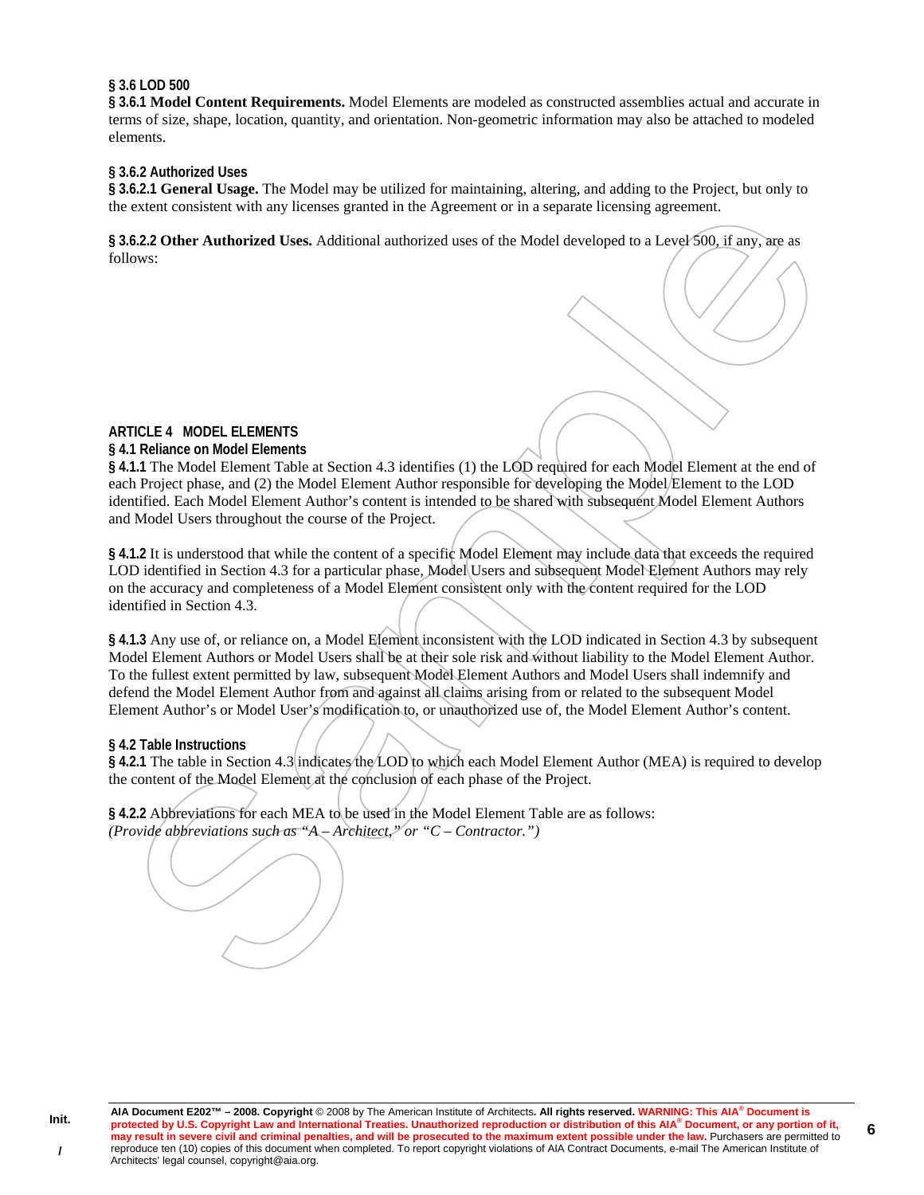### § 3.6 LOD 500

**§ 3.6.1 Model Content Requirements.** Model Elements are modeled as constructed assemblies actual and accurate in terms of size, shape, location, quantity, and orientation. Non-geometric information may also be attached to modeled elements.

### § 3.6.2 Authorized Uses

**§ 3.6.2.1 General Usage.** The Model may be utilized for maintaining, altering, and adding to the Project, but only to the extent consistent with any licenses granted in the Agreement or in a separate licensing agreement.

**§ 3.6.2.2 Other Authorized Uses.** Additional authorized uses of the Model developed to a Level 500, if any, are as follows:

## ARTICLE 4 MODEL ELEMENTS

### § 4.1 Reliance on Model Elements

**§ 4.1.1** The Model Element Table at Section 4.3 identifies (1) the LOD required for each Model Element at the end of each Project phase, and (2) the Model Element Author responsible for developing the Model Element to the LOD identified. Each Model Element Author's content is intended to be shared with subsequent Model Element Authors and Model Users throughout the course of the Project.

**§ 4.1.2** It is understood that while the content of a specific Model Element may include data that exceeds the required LOD identified in Section 4.3 for a particular phase, Model Users and subsequent Model Element Authors may rely on the accuracy and completeness of a Model Element consistent only with the content required for the LOD identified in Section 4.3.

**§ 4.1.3** Any use of, or reliance on, a Model Element inconsistent with the LOD indicated in Section 4.3 by subsequent Model Element Authors or Model Users shall be at their sole risk and without liability to the Model Element Author. To the fullest extent permitted by law, subsequent Model Element Authors and Model Users shall indemnify and defend the Model Element Author from and against all claims arising from or related to the subsequent Model Element Author's or Model User's modification to, or unauthorized use of, the Model Element Author's content.

### § 4.2 Table Instructions

**§ 4.2.1** The table in Section 4.3 indicates the LOD to which each Model Element Author (MEA) is required to develop the content of the Model Element at the conclusion of each phase of the Project.

**§ 4.2.2** Abbreviations for each MEA to be used in the Model Element Table are as follows:
*(Provide abbreviations such as "A – Architect," or "C – Contractor.")*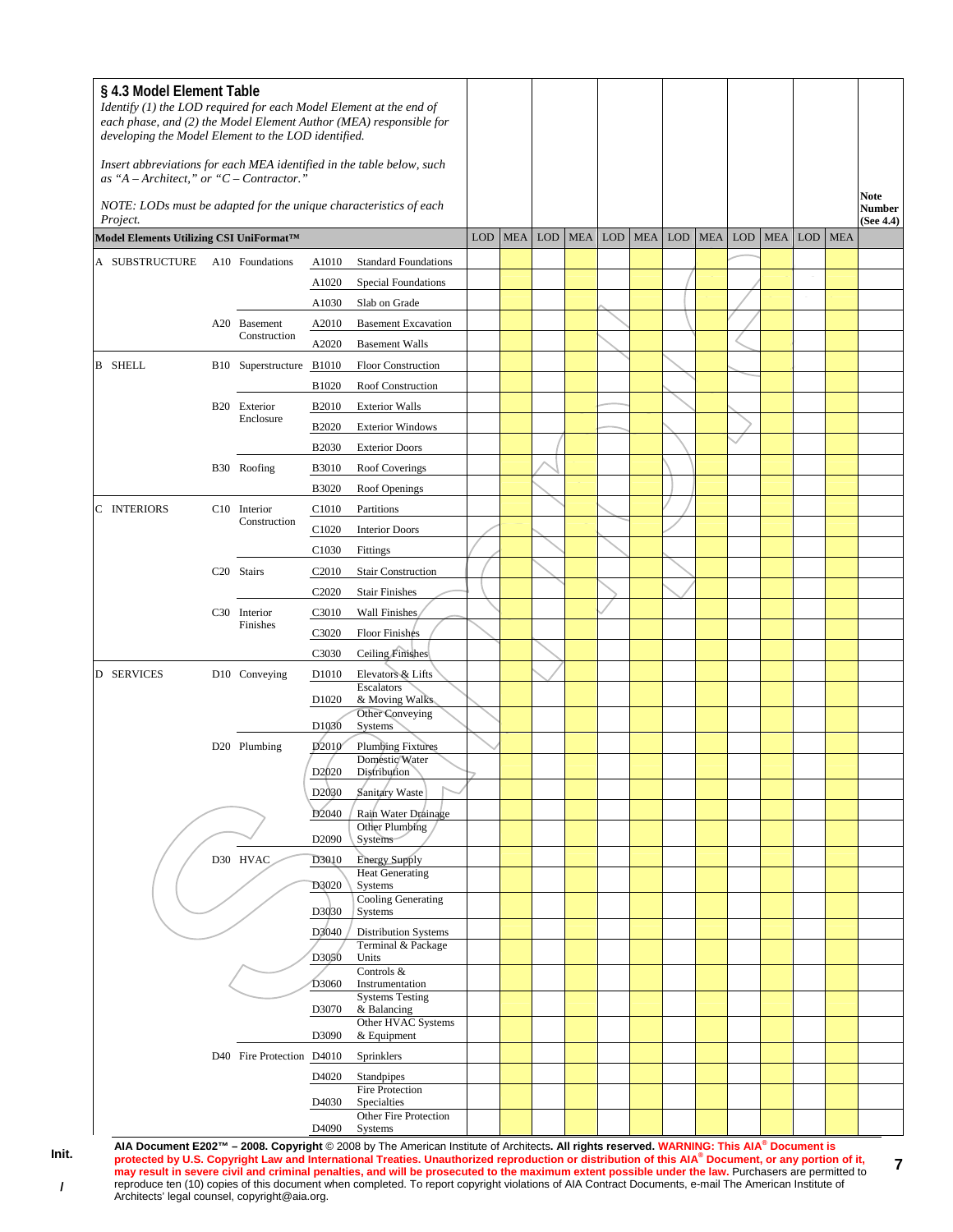## § 4.3 Model Element Table

*Identify (1) the LOD required for each Model Element at the end of each phase, and (2) the Model Element Author (MEA) responsible for developing the Model Element to the LOD identified.*

*Insert abbreviations for each MEA identified in the table below, such as "A – Architect," or "C – Contractor."*

*NOTE: LODs must be adapted for the unique characteristics of each Project.*

| Model Elements Utilizing CSI UniFormat™ | | | | LOD | MEA | LOD | MEA | LOD | MEA | LOD | MEA | LOD | MEA | LOD | MEA | Note Number (See 4.4) |
|---|---|---|---|---|---|---|---|---|---|---|---|---|---|---|---|---|
| A SUBSTRUCTURE | A10 Foundations | A1010 | Standard Foundations | | | | | | | | | | | | | |
| | | A1020 | Special Foundations | | | | | | | | | | | | | |
| | | A1030 | Slab on Grade | | | | | | | | | | | | | |
| | A20 Basement Construction | A2010 | Basement Excavation | | | | | | | | | | | | | |
| | | A2020 | Basement Walls | | | | | | | | | | | | | |
| B SHELL | B10 Superstructure | B1010 | Floor Construction | | | | | | | | | | | | | |
| | | B1020 | Roof Construction | | | | | | | | | | | | | |
| | B20 Exterior Enclosure | B2010 | Exterior Walls | | | | | | | | | | | | | |
| | | B2020 | Exterior Windows | | | | | | | | | | | | | |
| | | B2030 | Exterior Doors | | | | | | | | | | | | | |
| | B30 Roofing | B3010 | Roof Coverings | | | | | | | | | | | | | |
| | | B3020 | Roof Openings | | | | | | | | | | | | | |
| C INTERIORS | C10 Interior Construction | C1010 | Partitions | | | | | | | | | | | | | |
| | | C1020 | Interior Doors | | | | | | | | | | | | | |
| | | C1030 | Fittings | | | | | | | | | | | | | |
| | C20 Stairs | C2010 | Stair Construction | | | | | | | | | | | | | |
| | | C2020 | Stair Finishes | | | | | | | | | | | | | |
| | C30 Interior Finishes | C3010 | Wall Finishes | | | | | | | | | | | | | |
| | | C3020 | Floor Finishes | | | | | | | | | | | | | |
| | | C3030 | Ceiling Finishes | | | | | | | | | | | | | |
| D SERVICES | D10 Conveying | D1010 | Elevators & Lifts | | | | | | | | | | | | | |
| | | D1020 | Escalators & Moving Walks | | | | | | | | | | | | | |
| | | D1030 | Other Conveying Systems | | | | | | | | | | | | | |
| | D20 Plumbing | D2010 | Plumbing Fixtures | | | | | | | | | | | | | |
| | | D2020 | Domestic Water Distribution | | | | | | | | | | | | | |
| | | D2030 | Sanitary Waste | | | | | | | | | | | | | |
| | | D2040 | Rain Water Drainage | | | | | | | | | | | | | |
| | | D2090 | Other Plumbing Systems | | | | | | | | | | | | | |
| | D30 HVAC | D3010 | Energy Supply | | | | | | | | | | | | | |
| | | D3020 | Heat Generating Systems | | | | | | | | | | | | | |
| | | D3030 | Cooling Generating Systems | | | | | | | | | | | | | |
| | | D3040 | Distribution Systems | | | | | | | | | | | | | |
| | | D3050 | Terminal & Package Units | | | | | | | | | | | | | |
| | | D3060 | Controls & Instrumentation | | | | | | | | | | | | | |
| | | D3070 | Systems Testing & Balancing | | | | | | | | | | | | | |
| | | D3090 | Other HVAC Systems & Equipment | | | | | | | | | | | | | |
| | D40 Fire Protection | D4010 | Sprinklers | | | | | | | | | | | | | |
| | | D4020 | Standpipes | | | | | | | | | | | | | |
| | | D4030 | Fire Protection Specialties | | | | | | | | | | | | | |
| | | D4090 | Other Fire Protection Systems | | | | | | | | | | | | | |

**AIA Document E202™ – 2008. Copyright** © 2008 by The American Institute of Architects**. All rights reserved. WARNING: This AIA® Document is protected by U.S. Copyright Law and International Treaties. Unauthorized reproduction or distribution of this AIA® Document, or any portion of it, may result in severe civil and criminal penalties, and will be prosecuted to the maximum extent possible under the law.** Purchasers are permitted to reproduce ten (10) copies of this document when completed. To report copyright violations of AIA Contract Documents, e-mail The American Institute of Architects' legal counsel, copyright@aia.org.

**Init.**

**/**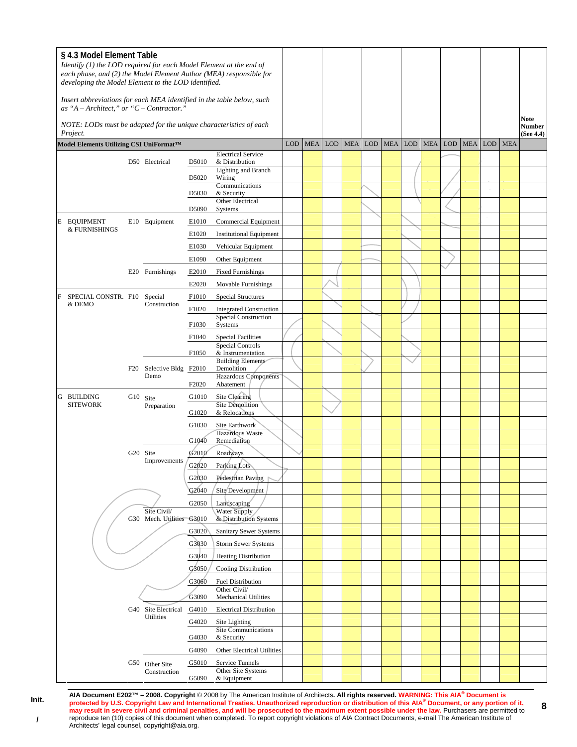## § 4.3 Model Element Table

*Identify (1) the LOD required for each Model Element at the end of each phase, and (2) the Model Element Author (MEA) responsible for developing the Model Element to the LOD identified.*

*Insert abbreviations for each MEA identified in the table below, such as "A – Architect," or "C – Contractor."*

*NOTE: LODs must be adapted for the unique characteristics of each Project.*

| Model Elements Utilizing CSI UniFormat™ | | | | | | | LOD | MEA | LOD | MEA | LOD | MEA | LOD | MEA | LOD | MEA | LOD | MEA | Note Number (See 4.4) |
|---|---|---|---|---|---|---|---|---|---|---|---|---|---|---|---|---|---|---|---|
| | | D50 | Electrical | D5010 | Electrical Service & Distribution | | | | | | | | | | | | | | |
| | | | | D5020 | Lighting and Branch Wiring | | | | | | | | | | | | | | |
| | | | | D5030 | Communications & Security | | | | | | | | | | | | | | |
| | | | | D5090 | Other Electrical Systems | | | | | | | | | | | | | | |
| E | EQUIPMENT & FURNISHINGS | E10 | Equipment | E1010 | Commercial Equipment | | | | | | | | | | | | | | |
| | | | | E1020 | Institutional Equipment | | | | | | | | | | | | | | |
| | | | | E1030 | Vehicular Equipment | | | | | | | | | | | | | | |
| | | | | E1090 | Other Equipment | | | | | | | | | | | | | | |
| | | E20 | Furnishings | E2010 | Fixed Furnishings | | | | | | | | | | | | | | |
| | | | | E2020 | Movable Furnishings | | | | | | | | | | | | | | |
| F | SPECIAL CONSTR. & DEMO | F10 | Special Construction | F1010 | Special Structures | | | | | | | | | | | | | | |
| | | | | F1020 | Integrated Construction | | | | | | | | | | | | | | |
| | | | | F1030 | Special Construction Systems | | | | | | | | | | | | | | |
| | | | | F1040 | Special Facilities | | | | | | | | | | | | | | |
| | | | | F1050 | Special Controls & Instrumentation | | | | | | | | | | | | | | |
| | | F20 | Selective Bldg Demo | F2010 | Building Elements Demolition | | | | | | | | | | | | | | |
| | | | | F2020 | Hazardous Components Abatement | | | | | | | | | | | | | | |
| G | BUILDING SITEWORK | G10 | Site Preparation | G1010 | Site Clearing | | | | | | | | | | | | | | |
| | | | | G1020 | Site Demolition & Relocations | | | | | | | | | | | | | | |
| | | | | G1030 | Site Earthwork | | | | | | | | | | | | | | |
| | | | | G1040 | Hazardous Waste Remediation | | | | | | | | | | | | | | |
| | | G20 | Site Improvements | G2010 | Roadways | | | | | | | | | | | | | | |
| | | | | G2020 | Parking Lots | | | | | | | | | | | | | | |
| | | | | G2030 | Pedestrian Paving | | | | | | | | | | | | | | |
| | | | | G2040 | Site Development | | | | | | | | | | | | | | |
| | | | | G2050 | Landscaping | | | | | | | | | | | | | | |
| | | G30 | Site Civil/ Mech. Utilities | G3010 | Water Supply & Distribution Systems | | | | | | | | | | | | | | |
| | | | | G3020 | Sanitary Sewer Systems | | | | | | | | | | | | | | |
| | | | | G3030 | Storm Sewer Systems | | | | | | | | | | | | | | |
| | | | | G3040 | Heating Distribution | | | | | | | | | | | | | | |
| | | | | G3050 | Cooling Distribution | | | | | | | | | | | | | | |
| | | | | G3060 | Fuel Distribution | | | | | | | | | | | | | | |
| | | | | G3090 | Other Civil/ Mechanical Utilities | | | | | | | | | | | | | | |
| | | G40 | Site Electrical Utilities | G4010 | Electrical Distribution | | | | | | | | | | | | | | |
| | | | | G4020 | Site Lighting | | | | | | | | | | | | | | |
| | | | | G4030 | Site Communications & Security | | | | | | | | | | | | | | |
| | | | | G4090 | Other Electrical Utilities | | | | | | | | | | | | | | |
| | | G50 | Other Site Construction | G5010 | Service Tunnels | | | | | | | | | | | | | | |
| | | | | G5090 | Other Site Systems & Equipment | | | | | | | | | | | | | | |

Init.

/

**AIA Document E202™ – 2008. Copyright** © 2008 by The American Institute of Architects**. All rights reserved. WARNING: This AIA® Document is protected by U.S. Copyright Law and International Treaties. Unauthorized reproduction or distribution of this AIA® Document, or any portion of it, may result in severe civil and criminal penalties, and will be prosecuted to the maximum extent possible under the law.** Purchasers are permitted to reproduce ten (10) copies of this document when completed. To report copyright violations of AIA Contract Documents, e-mail The American Institute of Architects' legal counsel, copyright@aia.org.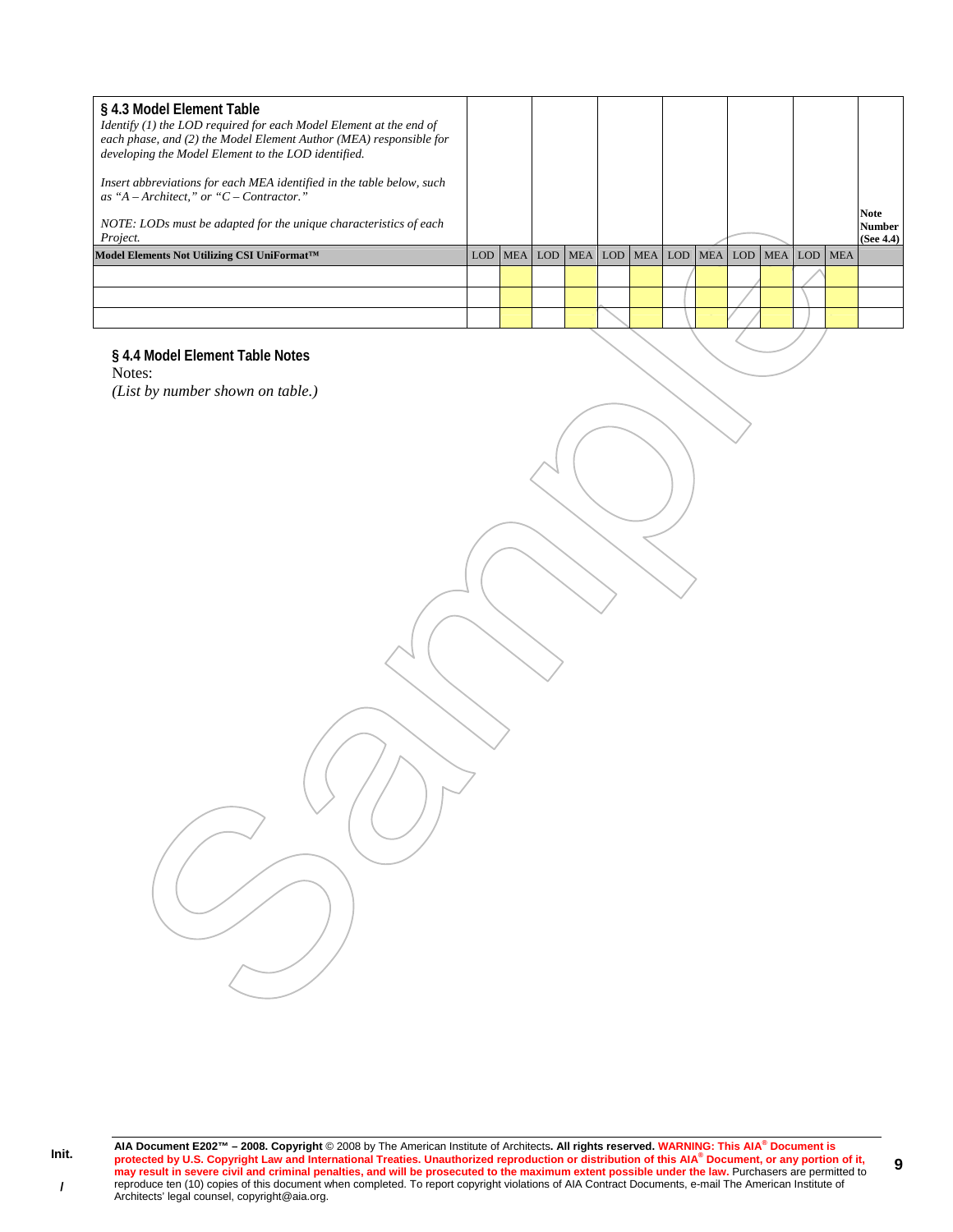| **§ 4.3 Model Element Table**<br>*Identify (1) the LOD required for each Model Element at the end of each phase, and (2) the Model Element Author (MEA) responsible for developing the Model Element to the LOD identified.*<br><br>*Insert abbreviations for each MEA identified in the table below, such as "A – Architect," or "C – Contractor."*<br><br>*NOTE: LODs must be adapted for the unique characteristics of each Project.* | | | | | | | | | | | | | **Note Number (See 4.4)** |
|---|---|---|---|---|---|---|---|---|---|---|---|---|---|
| **Model Elements Not Utilizing CSI UniFormat™** | LOD | MEA | LOD | MEA | LOD | MEA | LOD | MEA | LOD | MEA | LOD | MEA | |
| | | | | | | | | | | | | | |
| | | | | | | | | | | | | | |
| | | | | | | | | | | | | | |

### § 4.4 Model Element Table Notes

Notes:
*(List by number shown on table.)*

**AIA Document E202™ – 2008. Copyright** © 2008 by The American Institute of Architects**. All rights reserved. WARNING: This AIA® Document is protected by U.S. Copyright Law and International Treaties. Unauthorized reproduction or distribution of this AIA® Document, or any portion of it, may result in severe civil and criminal penalties, and will be prosecuted to the maximum extent possible under the law.** Purchasers are permitted to reproduce ten (10) copies of this document when completed. To report copyright violations of AIA Contract Documents, e-mail The American Institute of Architects' legal counsel, copyright@aia.org.

**Init.**

**/**